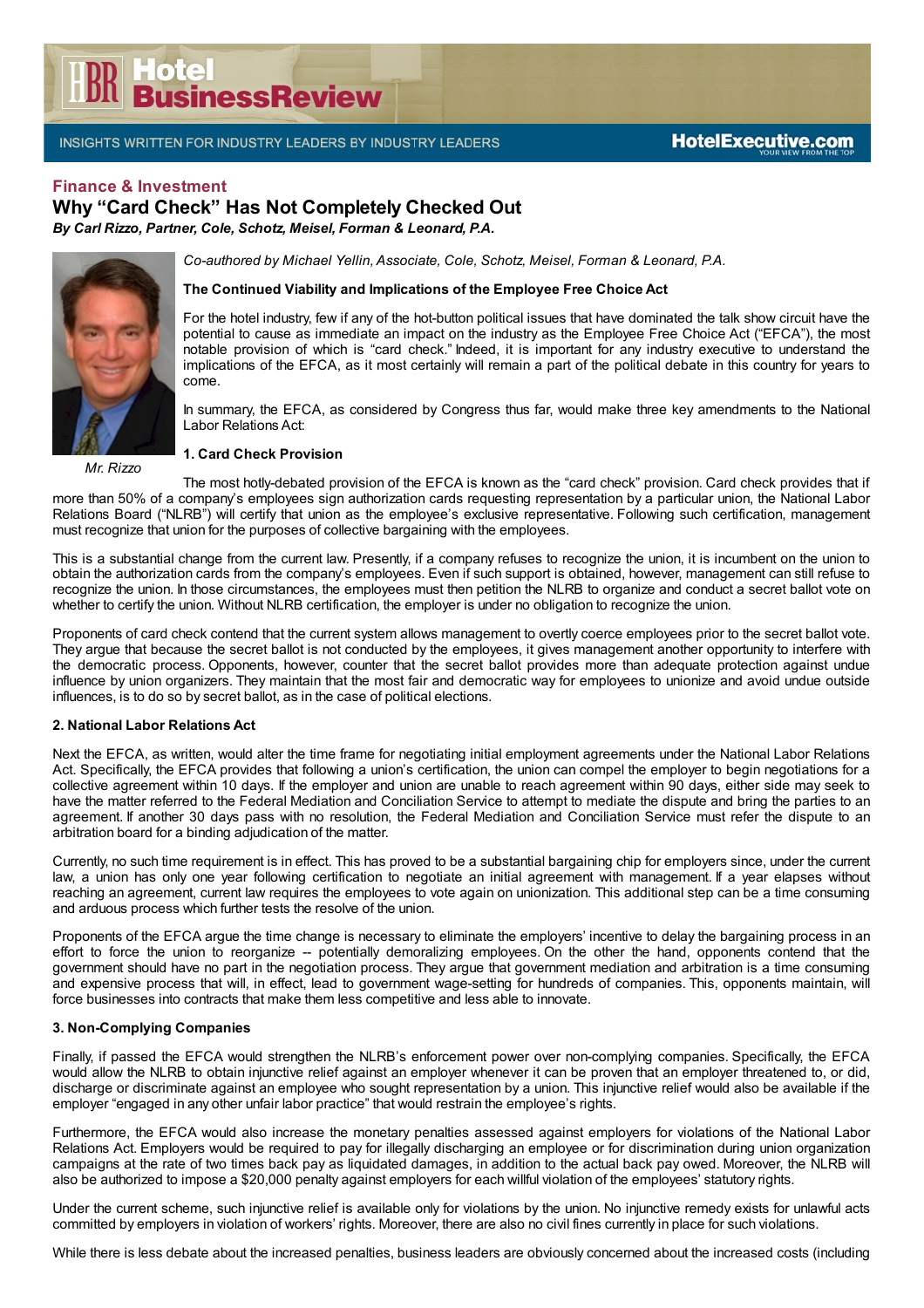Finance & Investment

# Why "Card Check" Has Not Completely Checked Out

*By Carl Rizzo, Partner, Cole, Schotz, Meisel, Forman & Leonard, P.A.*

Mr. Rizzo

*Co-authored by Michael Yellin, Associate, Cole, Schotz, Meisel, Forman & Leonard, P.A.*

**The Continued Viability and Implications of the Employee Free Choice Act**

For the hotel industry, few if any of the hot-button political issues that have dominated the talk show circuit have the potential to cause as immediate an impact on the industry as the Employee Free Choice Act ("EFCA"), the most notable provision of which is "card check." Indeed, it is important for any industry executive to understand the implications of the EFCA, as it most certainly will remain a part of the political debate in this country for years to come.

In summary, the EFCA, as considered by Congress thus far, would make three key amendments to the National Labor Relations Act:

**1. Card Check Provision**

The most hotly-debated provision of the EFCA is known as the "card check" provision. Card check provides that if more than 50% of a company's employees sign authorization cards requesting representation by a particular union, the National Labor Relations Board ("NLRB") will certify that union as the employee's exclusive representative. Following such certification, management must recognize that union for the purposes of collective bargaining with the employees.

This is a substantial change from the current law. Presently, if a company refuses to recognize the union, it is incumbent on the union to obtain the authorization cards from the company's employees. Even if such support is obtained, however, management can still refuse to recognize the union. In those circumstances, the employees must then petition the NLRB to organize and conduct a secret ballot vote on whether to certify the union. Without NLRB certification, the employer is under no obligation to recognize the union.

Proponents of card check contend that the current system allows management to overtly coerce employees prior to the secret ballot vote. They argue that because the secret ballot is not conducted by the employees, it gives management another opportunity to interfere with the democratic process. Opponents, however, counter that the secret ballot provides more than adequate protection against undue influence by union organizers. They maintain that the most fair and democratic way for employees to unionize and avoid undue outside influences, is to do so by secret ballot, as in the case of political elections.

**2. National Labor Relations Act**

Next the EFCA, as written, would alter the time frame for negotiating initial employment agreements under the National Labor Relations Act. Specifically, the EFCA provides that following a union's certification, the union can compel the employer to begin negotiations for a collective agreement within 10 days. If the employer and union are unable to reach agreement within 90 days, either side may seek to have the matter referred to the Federal Mediation and Conciliation Service to attempt to mediate the dispute and bring the parties to an agreement. If another 30 days pass with no resolution, the Federal Mediation and Conciliation Service must refer the dispute to an arbitration board for a binding adjudication of the matter.

Currently, no such time requirement is in effect. This has proved to be a substantial bargaining chip for employers since, under the current law, a union has only one year following certification to negotiate an initial agreement with management. If a year elapses without reaching an agreement, current law requires the employees to vote again on unionization. This additional step can be a time consuming and arduous process which further tests the resolve of the union.

Proponents of the EFCA argue the time change is necessary to eliminate the employers' incentive to delay the bargaining process in an effort to force the union to reorganize -- potentially demoralizing employees. On the other the hand, opponents contend that the government should have no part in the negotiation process. They argue that government mediation and arbitration is a time consuming and expensive process that will, in effect, lead to government wage-setting for hundreds of companies. This, opponents maintain, will force businesses into contracts that make them less competitive and less able to innovate.

**3. Non-Complying Companies**

Finally, if passed the EFCA would strengthen the NLRB's enforcement power over non-complying companies. Specifically, the EFCA would allow the NLRB to obtain injunctive relief against an employer whenever it can be proven that an employer threatened to, or did, discharge or discriminate against an employee who sought representation by a union. This injunctive relief would also be available if the employer "engaged in any other unfair labor practice" that would restrain the employee's rights.

Furthermore, the EFCA would also increase the monetary penalties assessed against employers for violations of the National Labor Relations Act. Employers would be required to pay for illegally discharging an employee or for discrimination during union organization campaigns at the rate of two times back pay as liquidated damages, in addition to the actual back pay owed. Moreover, the NLRB will also be authorized to impose a $20,000 penalty against employers for each willful violation of the employees' statutory rights.

Under the current scheme, such injunctive relief is available only for violations by the union. No injunctive remedy exists for unlawful acts committed by employers in violation of workers' rights. Moreover, there are also no civil fines currently in place for such violations.

While there is less debate about the increased penalties, business leaders are obviously concerned about the increased costs (including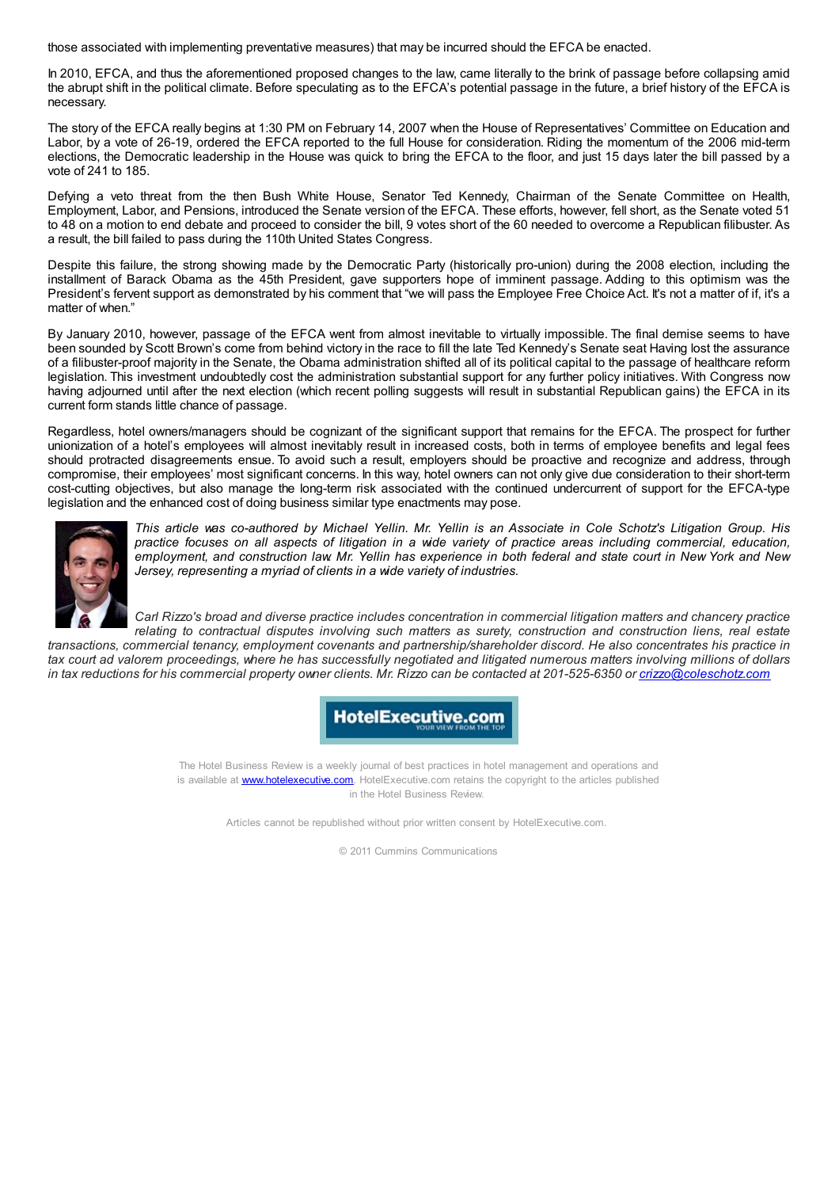those associated with implementing preventative measures) that may be incurred should the EFCA be enacted.

In 2010, EFCA, and thus the aforementioned proposed changes to the law, came literally to the brink of passage before collapsing amid the abrupt shift in the political climate. Before speculating as to the EFCA's potential passage in the future, a brief history of the EFCA is necessary.

The story of the EFCA really begins at 1:30 PM on February 14, 2007 when the House of Representatives' Committee on Education and Labor, by a vote of 26-19, ordered the EFCA reported to the full House for consideration. Riding the momentum of the 2006 mid-term elections, the Democratic leadership in the House was quick to bring the EFCA to the floor, and just 15 days later the bill passed by a vote of 241 to 185.

Defying a veto threat from the then Bush White House, Senator Ted Kennedy, Chairman of the Senate Committee on Health, Employment, Labor, and Pensions, introduced the Senate version of the EFCA. These efforts, however, fell short, as the Senate voted 51 to 48 on a motion to end debate and proceed to consider the bill, 9 votes short of the 60 needed to overcome a Republican filibuster. As a result, the bill failed to pass during the 110th United States Congress.

Despite this failure, the strong showing made by the Democratic Party (historically pro-union) during the 2008 election, including the installment of Barack Obama as the 45th President, gave supporters hope of imminent passage. Adding to this optimism was the President's fervent support as demonstrated by his comment that "we will pass the Employee Free Choice Act. It's not a matter of if, it's a matter of when."

By January 2010, however, passage of the EFCA went from almost inevitable to virtually impossible. The final demise seems to have been sounded by Scott Brown's come from behind victory in the race to fill the late Ted Kennedy's Senate seat Having lost the assurance of a filibuster-proof majority in the Senate, the Obama administration shifted all of its political capital to the passage of healthcare reform legislation. This investment undoubtedly cost the administration substantial support for any further policy initiatives. With Congress now having adjourned until after the next election (which recent polling suggests will result in substantial Republican gains) the EFCA in its current form stands little chance of passage.

Regardless, hotel owners/managers should be cognizant of the significant support that remains for the EFCA. The prospect for further unionization of a hotel's employees will almost inevitably result in increased costs, both in terms of employee benefits and legal fees should protracted disagreements ensue. To avoid such a result, employers should be proactive and recognize and address, through compromise, their employees' most significant concerns. In this way, hotel owners can not only give due consideration to their short-term cost-cutting objectives, but also manage the long-term risk associated with the continued undercurrent of support for the EFCA-type legislation and the enhanced cost of doing business similar type enactments may pose.

*This article was co-authored by Michael Yellin. Mr. Yellin is an Associate in Cole Schotz's Litigation Group. His practice focuses on all aspects of litigation in a wide variety of practice areas including commercial, education, employment, and construction law. Mr. Yellin has experience in both federal and state court in New York and New Jersey, representing a myriad of clients in a wide variety of industries.*

*Carl Rizzo's broad and diverse practice includes concentration in commercial litigation matters and chancery practice relating to contractual disputes involving such matters as surety, construction and construction liens, real estate transactions, commercial tenancy, employment covenants and partnership/shareholder discord. He also concentrates his practice in tax court ad valorem proceedings, where he has successfully negotiated and litigated numerous matters involving millions of dollars in tax reductions for his commercial property owner clients. Mr. Rizzo can be contacted at 201-525-6350 or crizzo@coleschotz.com*

HotelExecutive.com
YOUR VIEW FROM THE TOP

The Hotel Business Review is a weekly journal of best practices in hotel management and operations and is available at www.hotelexecutive.com. HotelExecutive.com retains the copyright to the articles published in the Hotel Business Review.

Articles cannot be republished without prior written consent by HotelExecutive.com.

© 2011 Cummins Communications